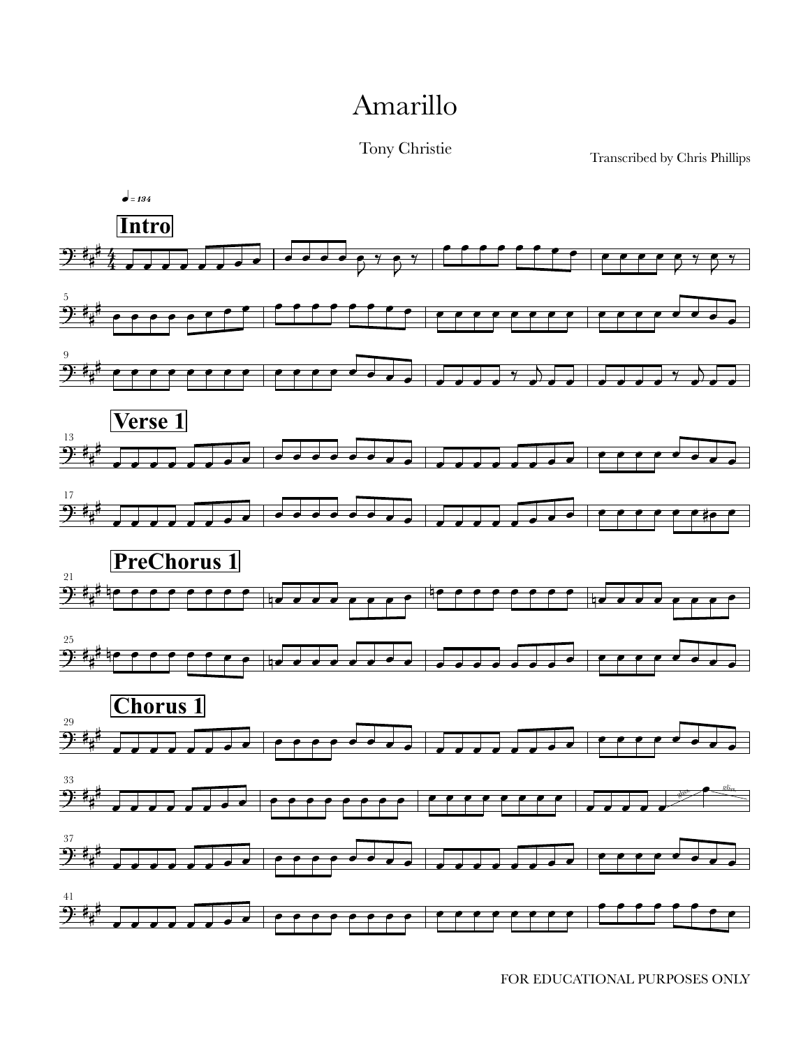# Amarillo

Tony Christie

Transcribed by Chris Phillips

♩ = 134

**Intro**

**Verse 1**

**PreChorus 1**

**Chorus 1**

FOR EDUCATIONAL PURPOSES ONLY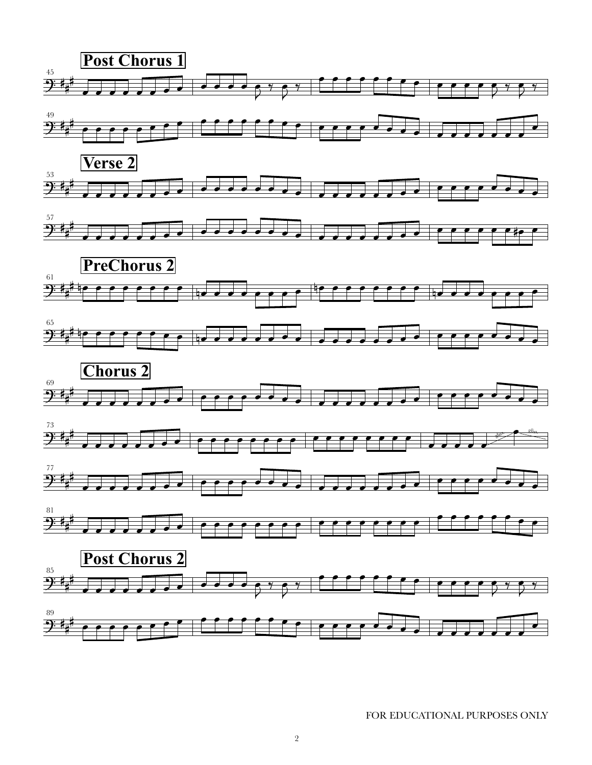## Post Chorus 1

## Verse 2

## PreChorus 2

## Chorus 2

## Post Chorus 2

FOR EDUCATIONAL PURPOSES ONLY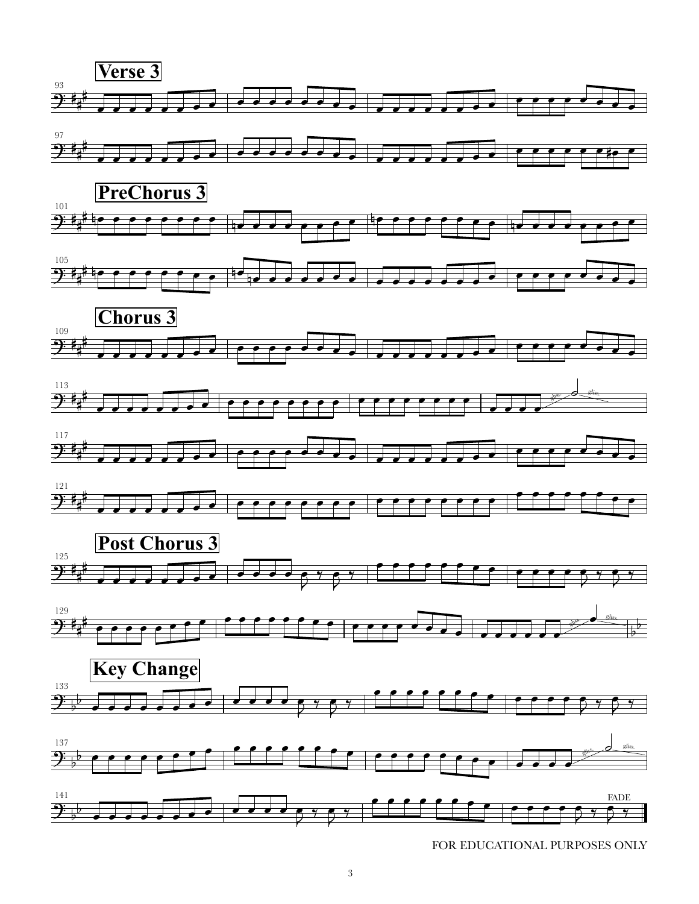## Verse 3

## PreChorus 3

## Chorus 3

## Post Chorus 3

## Key Change

FADE

FOR EDUCATIONAL PURPOSES ONLY